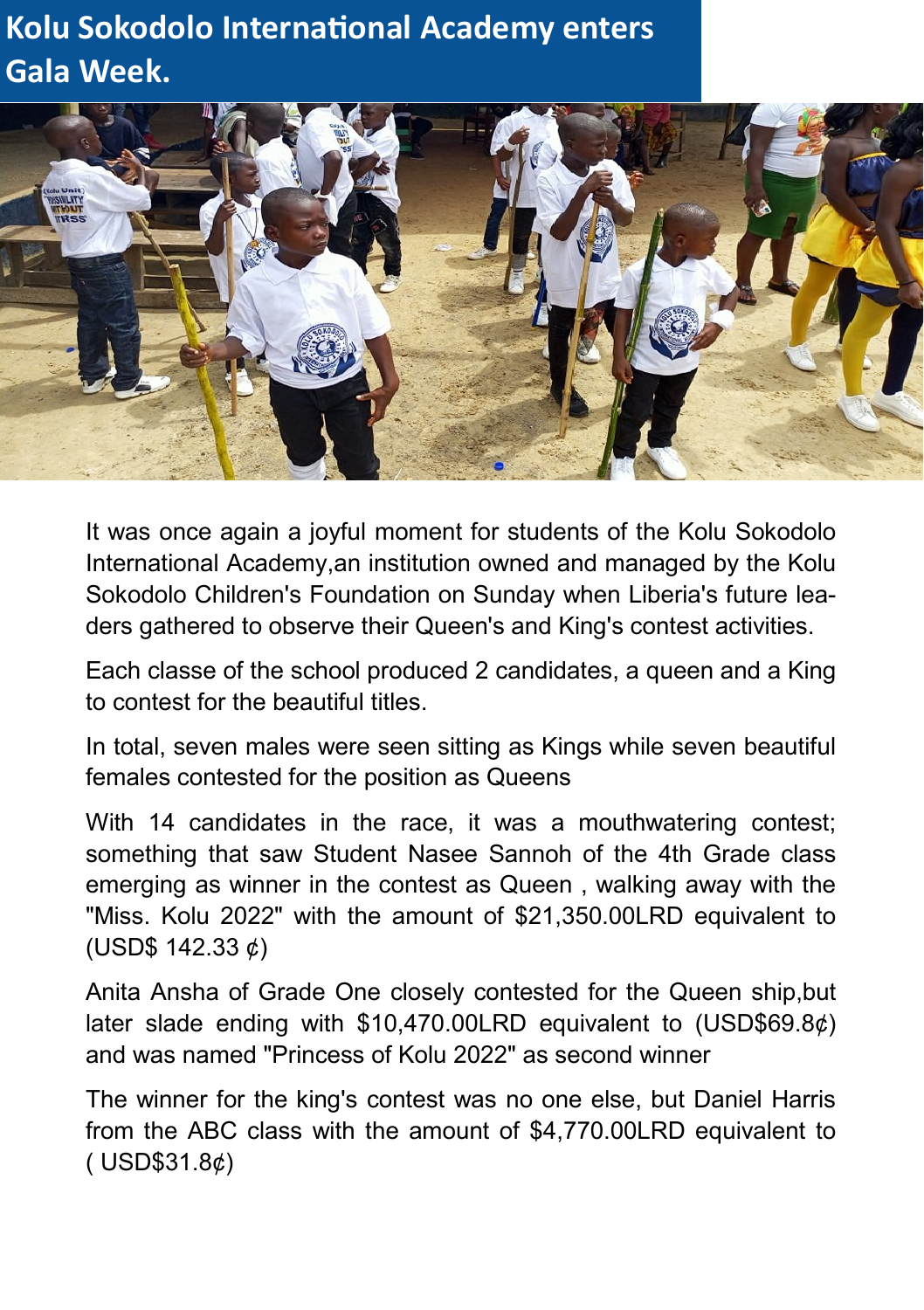# Kolu Sokodolo International Academy enters Gala Week.

It was once again a joyful moment for students of the Kolu Sokodolo International Academy,an institution owned and managed by the Kolu Sokodolo Children's Foundation on Sunday when Liberia's future leaders gathered to observe their Queen's and King's contest activities.

Each classe of the school produced 2 candidates, a queen and a King to contest for the beautiful titles.

In total, seven males were seen sitting as Kings while seven beautiful females contested for the position as Queens

With 14 candidates in the race, it was a mouthwatering contest; something that saw Student Nasee Sannoh of the 4th Grade class emerging as winner in the contest as Queen , walking away with the "Miss. Kolu 2022" with the amount of $21,350.00LRD equivalent to (USD$ 142.33 ¢)

Anita Ansha of Grade One closely contested for the Queen ship,but later slade ending with $10,470.00LRD equivalent to (USD$69.8¢) and was named "Princess of Kolu 2022" as second winner

The winner for the king's contest was no one else, but Daniel Harris from the ABC class with the amount of $4,770.00LRD equivalent to ( USD$31.8¢)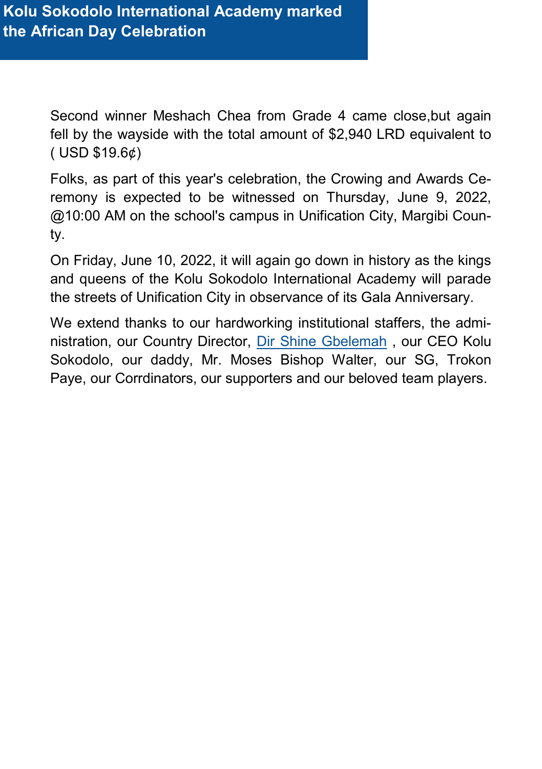# Kolu Sokodolo International Academy marked the African Day Celebration

Second winner Meshach Chea from Grade 4 came close,but again fell by the wayside with the total amount of $2,940 LRD equivalent to ( USD $19.6¢)

Folks, as part of this year's celebration, the Crowing and Awards Ceremony is expected to be witnessed on Thursday, June 9, 2022, @10:00 AM on the school's campus in Unification City, Margibi County.

On Friday, June 10, 2022, it will again go down in history as the kings and queens of the Kolu Sokodolo International Academy will parade the streets of Unification City in observance of its Gala Anniversary.

We extend thanks to our hardworking institutional staffers, the administration, our Country Director, Dir Shine Gbelemah , our CEO Kolu Sokodolo, our daddy, Mr. Moses Bishop Walter, our SG, Trokon Paye, our Corrdinators, our supporters and our beloved team players.